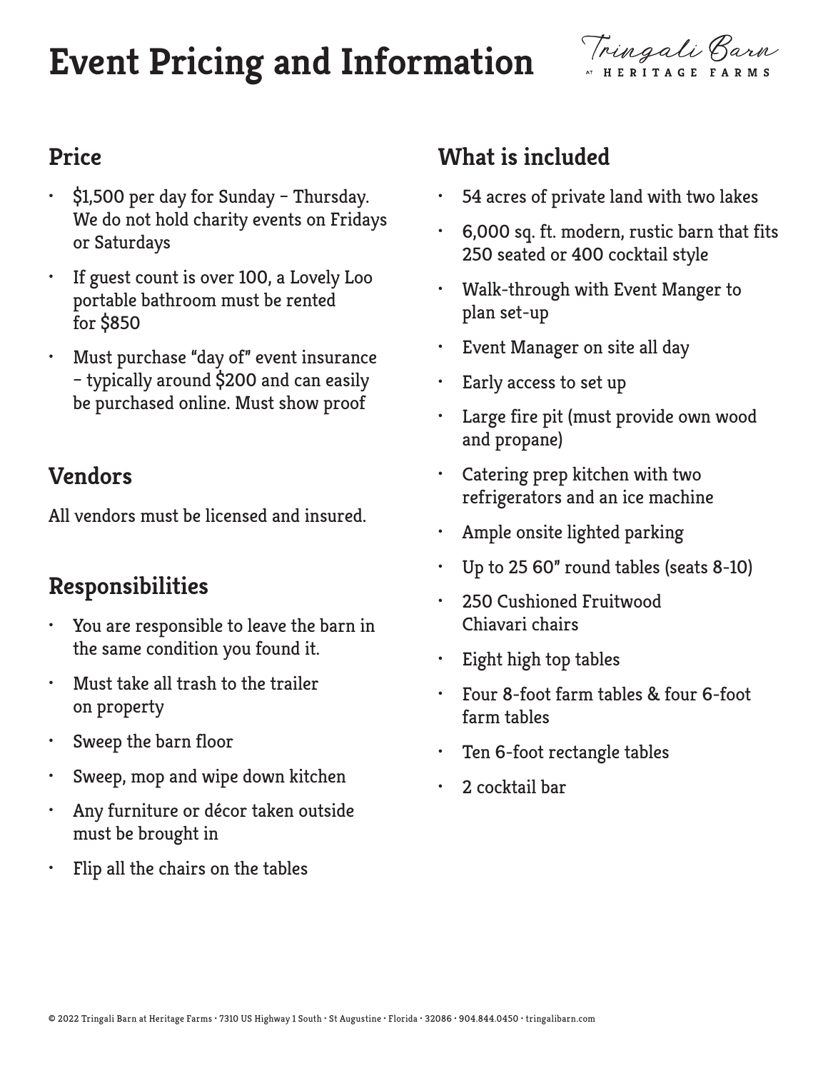# Event Pricing and Information

Tringali Barn AT HERITAGE FARMS

## Price

- $1,500 per day for Sunday – Thursday. We do not hold charity events on Fridays or Saturdays
- If guest count is over 100, a Lovely Loo portable bathroom must be rented for $850
- Must purchase "day of" event insurance – typically around $200 and can easily be purchased online. Must show proof

## Vendors

All vendors must be licensed and insured.

## Responsibilities

- You are responsible to leave the barn in the same condition you found it.
- Must take all trash to the trailer on property
- Sweep the barn floor
- Sweep, mop and wipe down kitchen
- Any furniture or décor taken outside must be brought in
- Flip all the chairs on the tables

## What is included

- 54 acres of private land with two lakes
- 6,000 sq. ft. modern, rustic barn that fits 250 seated or 400 cocktail style
- Walk-through with Event Manger to plan set-up
- Event Manager on site all day
- Early access to set up
- Large fire pit (must provide own wood and propane)
- Catering prep kitchen with two refrigerators and an ice machine
- Ample onsite lighted parking
- Up to 25 60" round tables (seats 8-10)
- 250 Cushioned Fruitwood Chiavari chairs
- Eight high top tables
- Four 8-foot farm tables & four 6-foot farm tables
- Ten 6-foot rectangle tables
- 2 cocktail bar

© 2022 Tringali Barn at Heritage Farms • 7310 US Highway 1 South • St Augustine • Florida • 32086 • 904.844.0450 • tringalibarn.com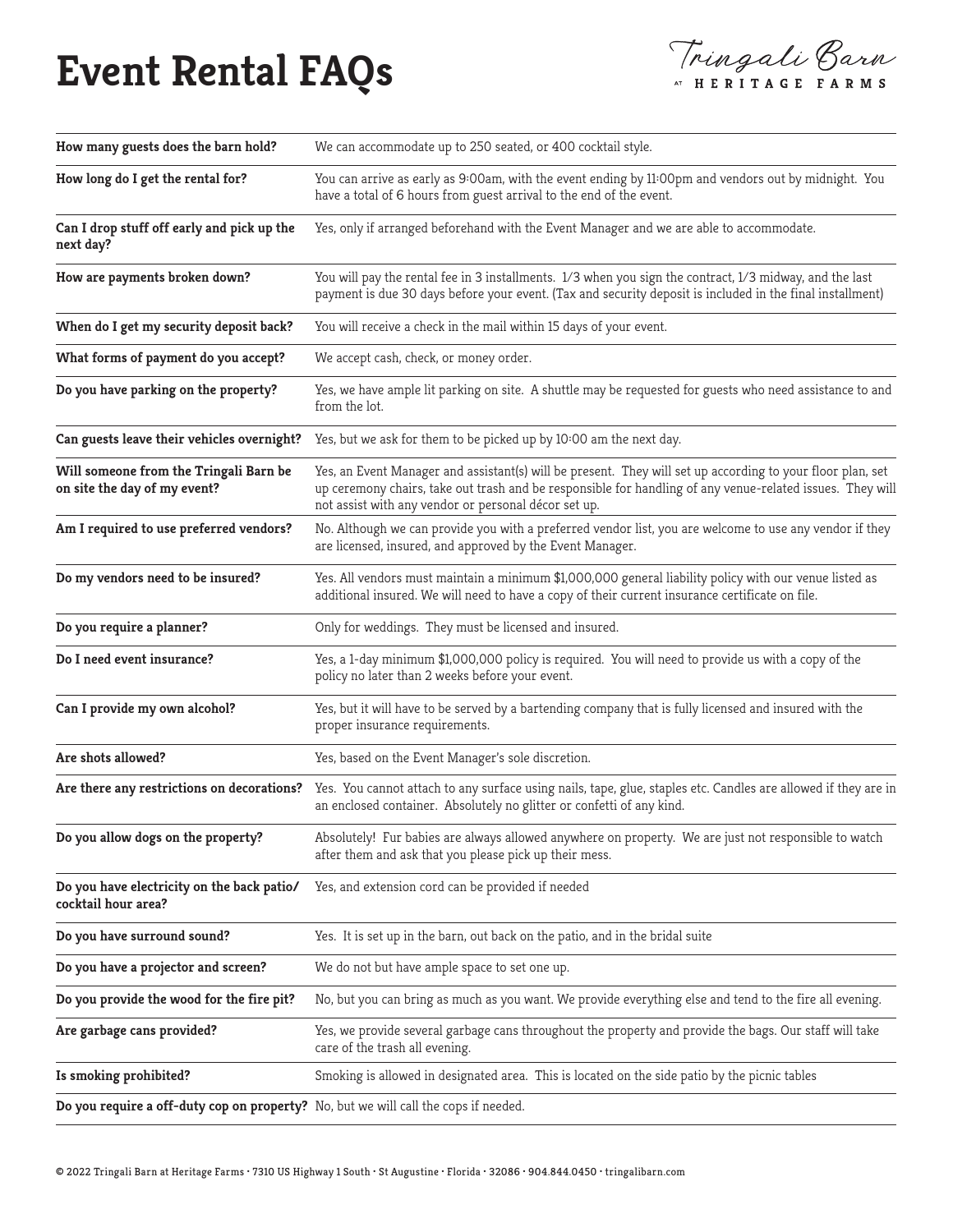# Event Rental FAQs

Tringali Barn AT HERITAGE FARMS

| | |
|---|---|
| **How many guests does the barn hold?** | We can accommodate up to 250 seated, or 400 cocktail style. |
| **How long do I get the rental for?** | You can arrive as early as 9:00am, with the event ending by 11:00pm and vendors out by midnight. You have a total of 6 hours from guest arrival to the end of the event. |
| **Can I drop stuff off early and pick up the next day?** | Yes, only if arranged beforehand with the Event Manager and we are able to accommodate. |
| **How are payments broken down?** | You will pay the rental fee in 3 installments. 1/3 when you sign the contract, 1/3 midway, and the last payment is due 30 days before your event. (Tax and security deposit is included in the final installment) |
| **When do I get my security deposit back?** | You will receive a check in the mail within 15 days of your event. |
| **What forms of payment do you accept?** | We accept cash, check, or money order. |
| **Do you have parking on the property?** | Yes, we have ample lit parking on site. A shuttle may be requested for guests who need assistance to and from the lot. |
| **Can guests leave their vehicles overnight?** | Yes, but we ask for them to be picked up by 10:00 am the next day. |
| **Will someone from the Tringali Barn be on site the day of my event?** | Yes, an Event Manager and assistant(s) will be present. They will set up according to your floor plan, set up ceremony chairs, take out trash and be responsible for handling of any venue-related issues. They will not assist with any vendor or personal décor set up. |
| **Am I required to use preferred vendors?** | No. Although we can provide you with a preferred vendor list, you are welcome to use any vendor if they are licensed, insured, and approved by the Event Manager. |
| **Do my vendors need to be insured?** | Yes. All vendors must maintain a minimum $1,000,000 general liability policy with our venue listed as additional insured. We will need to have a copy of their current insurance certificate on file. |
| **Do you require a planner?** | Only for weddings. They must be licensed and insured. |
| **Do I need event insurance?** | Yes, a 1-day minimum $1,000,000 policy is required. You will need to provide us with a copy of the policy no later than 2 weeks before your event. |
| **Can I provide my own alcohol?** | Yes, but it will have to be served by a bartending company that is fully licensed and insured with the proper insurance requirements. |
| **Are shots allowed?** | Yes, based on the Event Manager's sole discretion. |
| **Are there any restrictions on decorations?** | Yes. You cannot attach to any surface using nails, tape, glue, staples etc. Candles are allowed if they are in an enclosed container. Absolutely no glitter or confetti of any kind. |
| **Do you allow dogs on the property?** | Absolutely! Fur babies are always allowed anywhere on property. We are just not responsible to watch after them and ask that you please pick up their mess. |
| **Do you have electricity on the back patio/ cocktail hour area?** | Yes, and extension cord can be provided if needed |
| **Do you have surround sound?** | Yes. It is set up in the barn, out back on the patio, and in the bridal suite |
| **Do you have a projector and screen?** | We do not but have ample space to set one up. |
| **Do you provide the wood for the fire pit?** | No, but you can bring as much as you want. We provide everything else and tend to the fire all evening. |
| **Are garbage cans provided?** | Yes, we provide several garbage cans throughout the property and provide the bags. Our staff will take care of the trash all evening. |
| **Is smoking prohibited?** | Smoking is allowed in designated area. This is located on the side patio by the picnic tables |
| **Do you require a off-duty cop on property?** | No, but we will call the cops if needed. |

© 2022 Tringali Barn at Heritage Farms • 7310 US Highway 1 South • St Augustine • Florida • 32086 • 904.844.0450 • tringalibarn.com